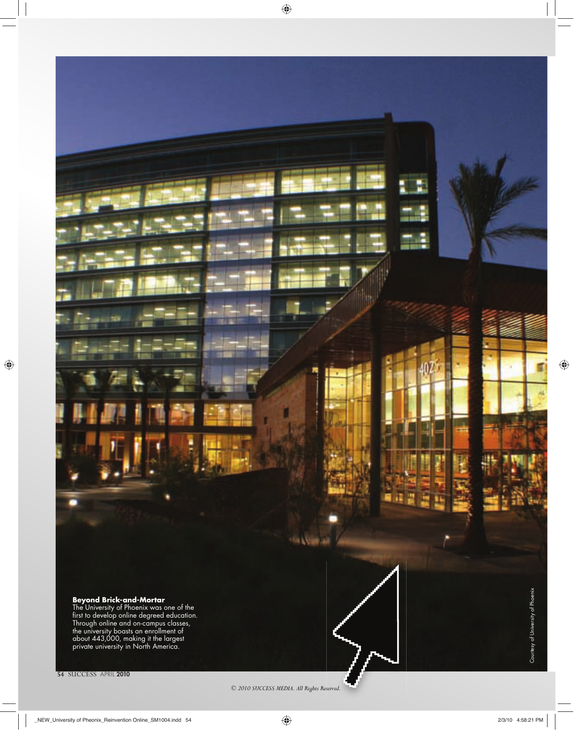**Beyond Brick-and-Mortar**

The University of Phoenix was one of the first to develop online degreed education. Through online and on-campus classes, the university boasts an enrollment of about 443,000, making it the largest private university in North America.

Courtesy of University of Phoenix

*© 2010 SUCCESS MEDIA. All Rights Reserved.*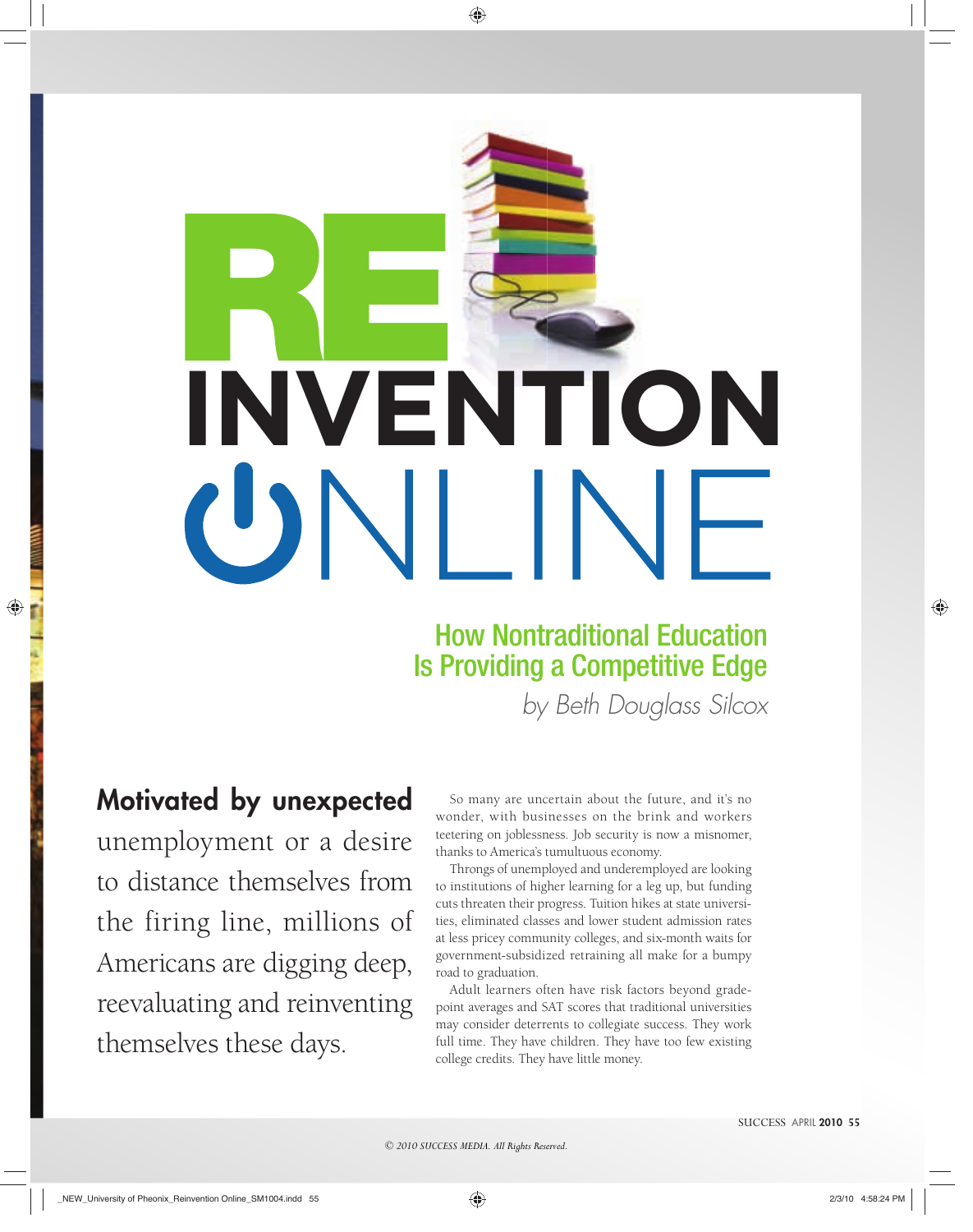# REINVENTION ONLINE

## How Nontraditional Education Is Providing a Competitive Edge

*by Beth Douglass Silcox*

**Motivated by unexpected** unemployment or a desire to distance themselves from the firing line, millions of Americans are digging deep, reevaluating and reinventing themselves these days.

So many are uncertain about the future, and it's no wonder, with businesses on the brink and workers teetering on joblessness. Job security is now a misnomer, thanks to America's tumultuous economy.

Throngs of unemployed and underemployed are looking to institutions of higher learning for a leg up, but funding cuts threaten their progress. Tuition hikes at state universities, eliminated classes and lower student admission rates at less pricey community colleges, and six-month waits for government-subsidized retraining all make for a bumpy road to graduation.

Adult learners often have risk factors beyond grade-point averages and SAT scores that traditional universities may consider deterrents to collegiate success. They work full time. They have children. They have too few existing college credits. They have little money.

*© 2010 SUCCESS MEDIA. All Rights Reserved.*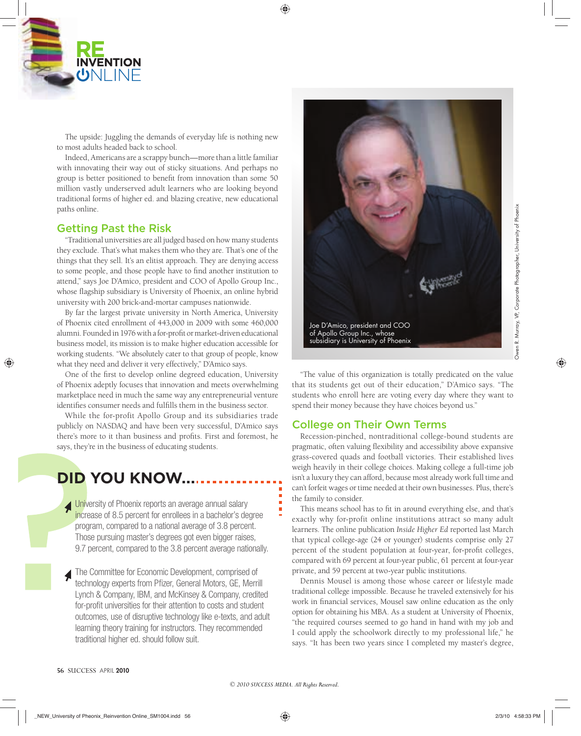The upside: Juggling the demands of everyday life is nothing new to most adults headed back to school.

Indeed, Americans are a scrappy bunch—more than a little familiar with innovating their way out of sticky situations. And perhaps no group is better positioned to benefit from innovation than some 50 million vastly underserved adult learners who are looking beyond traditional forms of higher ed. and blazing creative, new educational paths online.

## Getting Past the Risk

"Traditional universities are all judged based on how many students they exclude. That's what makes them who they are. That's one of the things that they sell. It's an elitist approach. They are denying access to some people, and those people have to find another institution to attend," says Joe D'Amico, president and COO of Apollo Group Inc., whose flagship subsidiary is University of Phoenix, an online hybrid university with 200 brick-and-mortar campuses nationwide.

By far the largest private university in North America, University of Phoenix cited enrollment of 443,000 in 2009 with some 460,000 alumni. Founded in 1976 with a for-profit or market-driven educational business model, its mission is to make higher education accessible for working students. "We absolutely cater to that group of people, know what they need and deliver it very effectively," D'Amico says.

One of the first to develop online degreed education, University of Phoenix adeptly focuses that innovation and meets overwhelming marketplace need in much the same way any entrepreneurial venture identifies consumer needs and fulfills them in the business sector.

While the for-profit Apollo Group and its subsidiaries trade publicly on NASDAQ and have been very successful, D'Amico says there's more to it than business and profits. First and foremost, he says, they're in the business of educating students.

## DID YOU KNOW...

- University of Phoenix reports an average annual salary increase of 8.5 percent for enrollees in a bachelor's degree program, compared to a national average of 3.8 percent. Those pursuing master's degrees got even bigger raises, 9.7 percent, compared to the 3.8 percent average nationally.
- The Committee for Economic Development, comprised of technology experts from Pfizer, General Motors, GE, Merrill Lynch & Company, IBM, and McKinsey & Company, credited for-profit universities for their attention to costs and student outcomes, use of disruptive technology like e-texts, and adult learning theory training for instructors. They recommended traditional higher ed. should follow suit.

Joe D'Amico, president and COO of Apollo Group Inc., whose subsidiary is University of Phoenix

Owen R. Murray, VP, Corporate Photographer, University of Phoenix

"The value of this organization is totally predicated on the value that its students get out of their education," D'Amico says. "The students who enroll here are voting every day where they want to spend their money because they have choices beyond us."

## College on Their Own Terms

Recession-pinched, nontraditional college-bound students are pragmatic, often valuing flexibility and accessibility above expansive grass-covered quads and football victories. Their established lives weigh heavily in their college choices. Making college a full-time job isn't a luxury they can afford, because most already work full time and can't forfeit wages or time needed at their own businesses. Plus, there's the family to consider.

This means school has to fit in around everything else, and that's exactly why for-profit online institutions attract so many adult learners. The online publication *Inside Higher Ed* reported last March that typical college-age (24 or younger) students comprise only 27 percent of the student population at four-year, for-profit colleges, compared with 69 percent at four-year public, 61 percent at four-year private, and 59 percent at two-year public institutions.

Dennis Mousel is among those whose career or lifestyle made traditional college impossible. Because he traveled extensively for his work in financial services, Mousel saw online education as the only option for obtaining his MBA. As a student at University of Phoenix, "the required courses seemed to go hand in hand with my job and I could apply the schoolwork directly to my professional life," he says. "It has been two years since I completed my master's degree,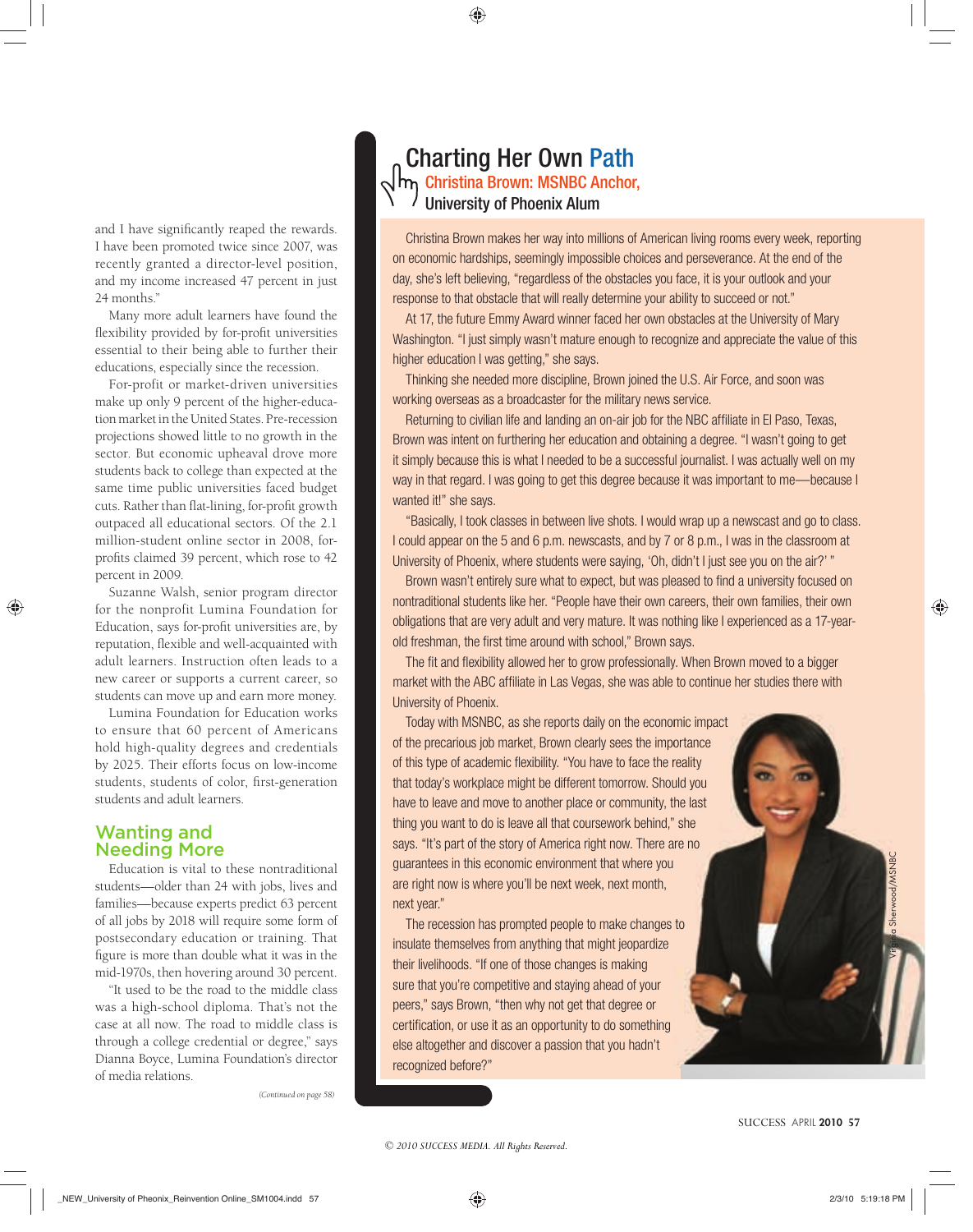and I have significantly reaped the rewards. I have been promoted twice since 2007, was recently granted a director-level position, and my income increased 47 percent in just 24 months."

Many more adult learners have found the flexibility provided by for-profit universities essential to their being able to further their educations, especially since the recession.

For-profit or market-driven universities make up only 9 percent of the higher-education market in the United States. Pre-recession projections showed little to no growth in the sector. But economic upheaval drove more students back to college than expected at the same time public universities faced budget cuts. Rather than flat-lining, for-profit growth outpaced all educational sectors. Of the 2.1 million-student online sector in 2008, for-profits claimed 39 percent, which rose to 42 percent in 2009.

Suzanne Walsh, senior program director for the nonprofit Lumina Foundation for Education, says for-profit universities are, by reputation, flexible and well-acquainted with adult learners. Instruction often leads to a new career or supports a current career, so students can move up and earn more money.

Lumina Foundation for Education works to ensure that 60 percent of Americans hold high-quality degrees and credentials by 2025. Their efforts focus on low-income students, students of color, first-generation students and adult learners.

## Wanting and Needing More

Education is vital to these nontraditional students—older than 24 with jobs, lives and families—because experts predict 63 percent of all jobs by 2018 will require some form of postsecondary education or training. That figure is more than double what it was in the mid-1970s, then hovering around 30 percent.

"It used to be the road to the middle class was a high-school diploma. That's not the case at all now. The road to middle class is through a college credential or degree," says Dianna Boyce, Lumina Foundation's director of media relations.

*(Continued on page 58)*

## Charting Her Own Path

### Christina Brown: MSNBC Anchor, University of Phoenix Alum

Christina Brown makes her way into millions of American living rooms every week, reporting on economic hardships, seemingly impossible choices and perseverance. At the end of the day, she's left believing, "regardless of the obstacles you face, it is your outlook and your response to that obstacle that will really determine your ability to succeed or not."

At 17, the future Emmy Award winner faced her own obstacles at the University of Mary Washington. "I just simply wasn't mature enough to recognize and appreciate the value of this higher education I was getting," she says.

Thinking she needed more discipline, Brown joined the U.S. Air Force, and soon was working overseas as a broadcaster for the military news service.

Returning to civilian life and landing an on-air job for the NBC affiliate in El Paso, Texas, Brown was intent on furthering her education and obtaining a degree. "I wasn't going to get it simply because this is what I needed to be a successful journalist. I was actually well on my way in that regard. I was going to get this degree because it was important to me—because I wanted it!" she says.

"Basically, I took classes in between live shots. I would wrap up a newscast and go to class. I could appear on the 5 and 6 p.m. newscasts, and by 7 or 8 p.m., I was in the classroom at University of Phoenix, where students were saying, 'Oh, didn't I just see you on the air?' "

Brown wasn't entirely sure what to expect, but was pleased to find a university focused on nontraditional students like her. "People have their own careers, their own families, their own obligations that are very adult and very mature. It was nothing like I experienced as a 17-year-old freshman, the first time around with school," Brown says.

The fit and flexibility allowed her to grow professionally. When Brown moved to a bigger market with the ABC affiliate in Las Vegas, she was able to continue her studies there with University of Phoenix.

Today with MSNBC, as she reports daily on the economic impact of the precarious job market, Brown clearly sees the importance of this type of academic flexibility. "You have to face the reality that today's workplace might be different tomorrow. Should you have to leave and move to another place or community, the last thing you want to do is leave all that coursework behind," she says. "It's part of the story of America right now. There are no guarantees in this economic environment that where you are right now is where you'll be next week, next month, next year."

The recession has prompted people to make changes to insulate themselves from anything that might jeopardize their livelihoods. "If one of those changes is making sure that you're competitive and staying ahead of your peers," says Brown, "then why not get that degree or certification, or use it as an opportunity to do something else altogether and discover a passion that you hadn't recognized before?"

Virginia Sherwood/MSNBC

© 2010 SUCCESS MEDIA. All Rights Reserved.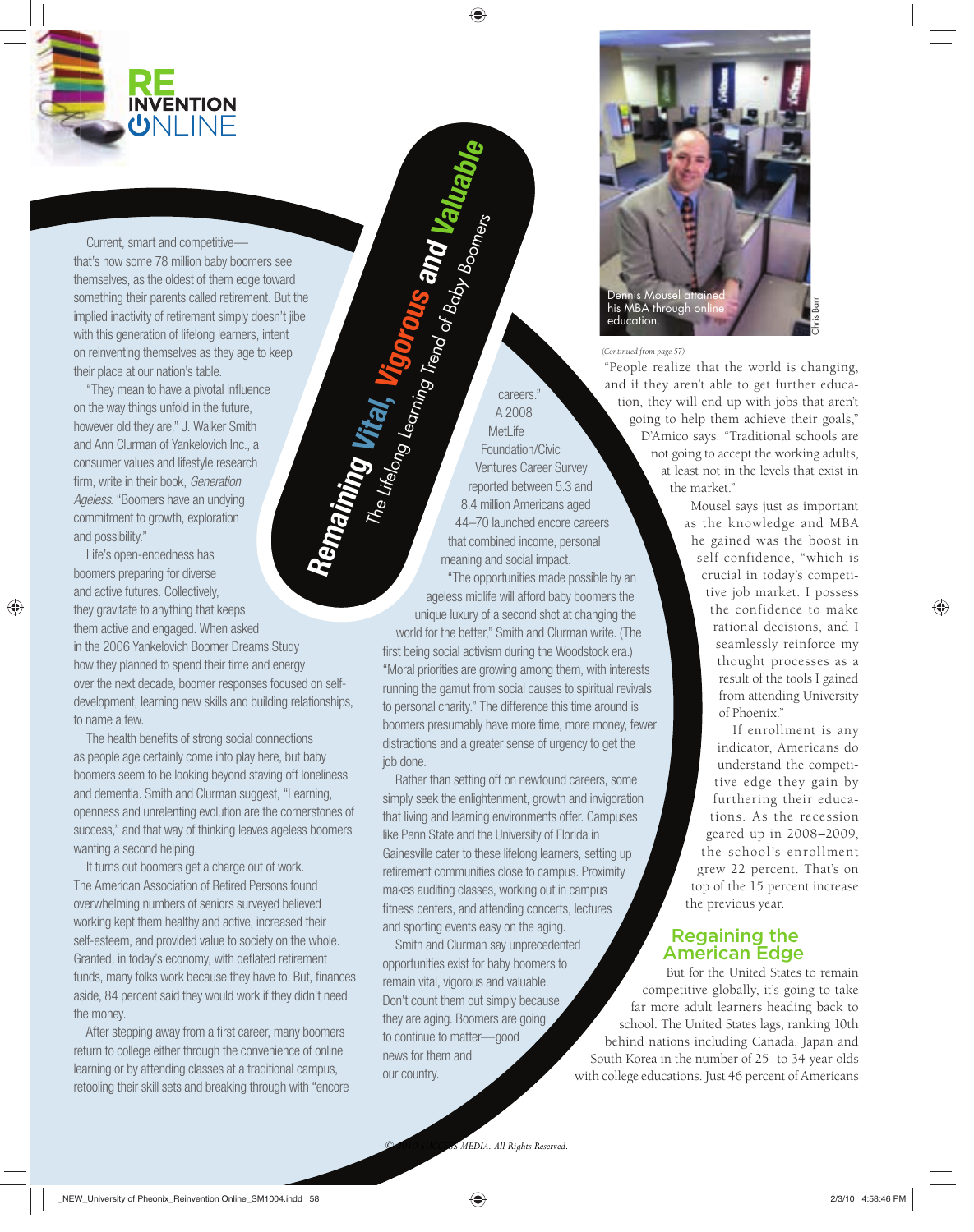# Remaining Vital, Vigorous and Valuable

*The Lifelong Learning Trend of Baby Boomers*

Current, smart and competitive—that's how some 78 million baby boomers see themselves, as the oldest of them edge toward something their parents called retirement. But the implied inactivity of retirement simply doesn't jibe with this generation of lifelong learners, intent on reinventing themselves as they age to keep their place at our nation's table.

"They mean to have a pivotal influence on the way things unfold in the future, however old they are," J. Walker Smith and Ann Clurman of Yankelovich Inc., a consumer values and lifestyle research firm, write in their book, *Generation Ageless*. "Boomers have an undying commitment to growth, exploration and possibility."

Life's open-endedness has boomers preparing for diverse and active futures. Collectively, they gravitate to anything that keeps them active and engaged. When asked in the 2006 Yankelovich Boomer Dreams Study how they planned to spend their time and energy over the next decade, boomer responses focused on self-development, learning new skills and building relationships, to name a few.

The health benefits of strong social connections as people age certainly come into play here, but baby boomers seem to be looking beyond staving off loneliness and dementia. Smith and Clurman suggest, "Learning, openness and unrelenting evolution are the cornerstones of success," and that way of thinking leaves ageless boomers wanting a second helping.

It turns out boomers get a charge out of work. The American Association of Retired Persons found overwhelming numbers of seniors surveyed believed working kept them healthy and active, increased their self-esteem, and provided value to society on the whole. Granted, in today's economy, with deflated retirement funds, many folks work because they have to. But, finances aside, 84 percent said they would work if they didn't need the money.

After stepping away from a first career, many boomers return to college either through the convenience of online learning or by attending classes at a traditional campus, retooling their skill sets and breaking through with "encore careers." A 2008 MetLife Foundation/Civic Ventures Career Survey reported between 5.3 and 8.4 million Americans aged 44–70 launched encore careers that combined income, personal meaning and social impact.

"The opportunities made possible by an ageless midlife will afford baby boomers the unique luxury of a second shot at changing the world for the better," Smith and Clurman write. (The first being social activism during the Woodstock era.) "Moral priorities are growing among them, with interests running the gamut from social causes to spiritual revivals to personal charity." The difference this time around is boomers presumably have more time, more money, fewer distractions and a greater sense of urgency to get the job done.

Rather than setting off on newfound careers, some simply seek the enlightenment, growth and invigoration that living and learning environments offer. Campuses like Penn State and the University of Florida in Gainesville cater to these lifelong learners, setting up retirement communities close to campus. Proximity makes auditing classes, working out in campus fitness centers, and attending concerts, lectures and sporting events easy on the aging.

Smith and Clurman say unprecedented opportunities exist for baby boomers to remain vital, vigorous and valuable. Don't count them out simply because they are aging. Boomers are going to continue to matter—good news for them and our country.

Dennis Mousel attained his MBA through online education.

*(Continued from page 57)*

"People realize that the world is changing, and if they aren't able to get further education, they will end up with jobs that aren't going to help them achieve their goals," D'Amico says. "Traditional schools are not going to accept the working adults, at least not in the levels that exist in the market."

Mousel says just as important as the knowledge and MBA he gained was the boost in self-confidence, "which is crucial in today's competitive job market. I possess the confidence to make rational decisions, and I seamlessly reinforce my thought processes as a result of the tools I gained from attending University of Phoenix."

If enrollment is any indicator, Americans do understand the competitive edge they gain by furthering their educations. As the recession geared up in 2008–2009, the school's enrollment grew 22 percent. That's on top of the 15 percent increase the previous year.

## Regaining the American Edge

But for the United States to remain competitive globally, it's going to take far more adult learners heading back to school. The United States lags, ranking 10th behind nations including Canada, Japan and South Korea in the number of 25- to 34-year-olds with college educations. Just 46 percent of Americans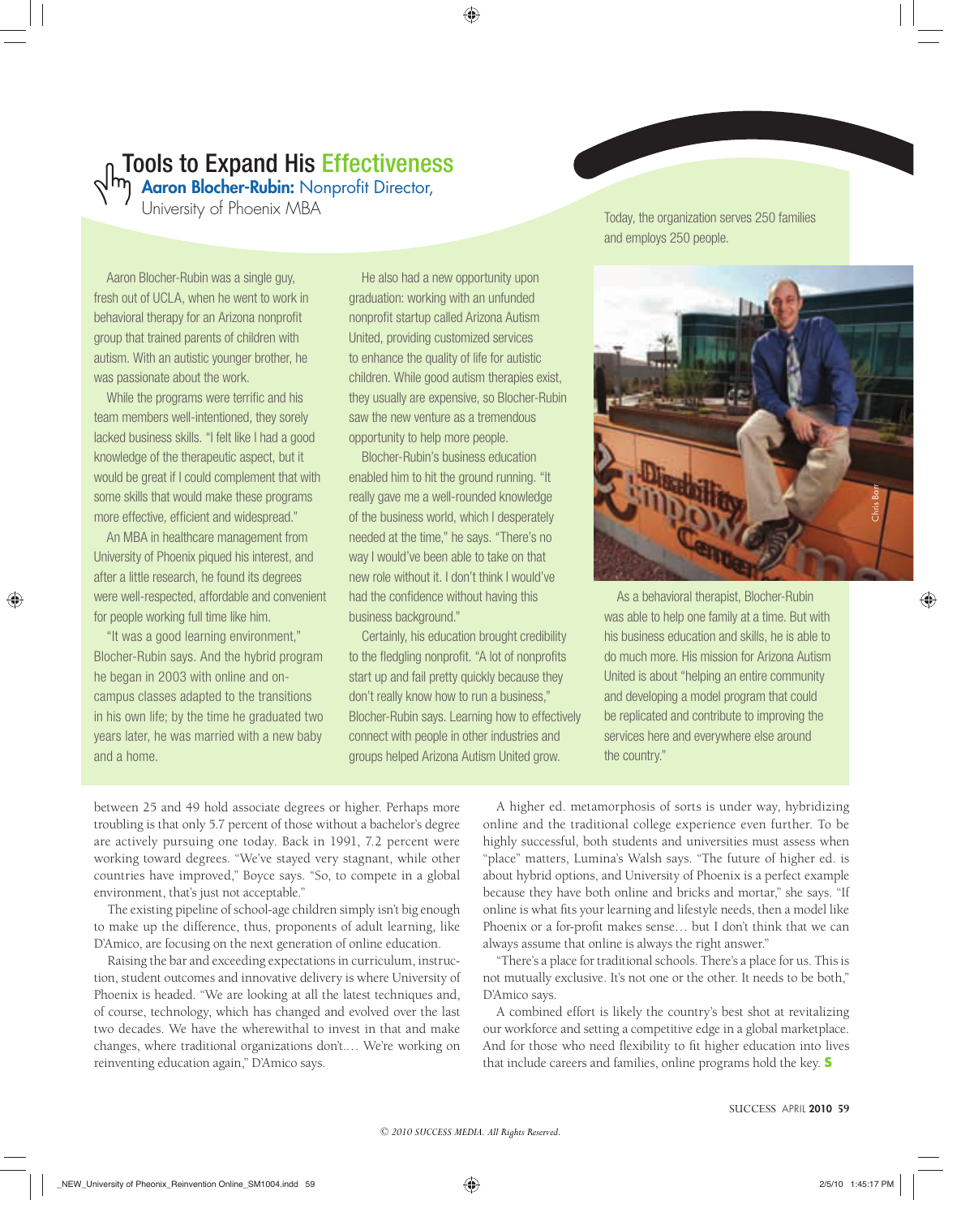## Tools to Expand His Effectiveness

**Aaron Blocher-Rubin:** Nonprofit Director, University of Phoenix MBA

Aaron Blocher-Rubin was a single guy, fresh out of UCLA, when he went to work in behavioral therapy for an Arizona nonprofit group that trained parents of children with autism. With an autistic younger brother, he was passionate about the work.

While the programs were terrific and his team members well-intentioned, they sorely lacked business skills. "I felt like I had a good knowledge of the therapeutic aspect, but it would be great if I could complement that with some skills that would make these programs more effective, efficient and widespread."

An MBA in healthcare management from University of Phoenix piqued his interest, and after a little research, he found its degrees were well-respected, affordable and convenient for people working full time like him.

"It was a good learning environment," Blocher-Rubin says. And the hybrid program he began in 2003 with online and on-campus classes adapted to the transitions in his own life; by the time he graduated two years later, he was married with a new baby and a home.

He also had a new opportunity upon graduation: working with an unfunded nonprofit startup called Arizona Autism United, providing customized services to enhance the quality of life for autistic children. While good autism therapies exist, they usually are expensive, so Blocher-Rubin saw the new venture as a tremendous opportunity to help more people.

Blocher-Rubin's business education enabled him to hit the ground running. "It really gave me a well-rounded knowledge of the business world, which I desperately needed at the time," he says. "There's no way I would've been able to take on that new role without it. I don't think I would've had the confidence without having this business background."

Certainly, his education brought credibility to the fledgling nonprofit. "A lot of nonprofits start up and fail pretty quickly because they don't really know how to run a business," Blocher-Rubin says. Learning how to effectively connect with people in other industries and groups helped Arizona Autism United grow.

Today, the organization serves 250 families and employs 250 people.

As a behavioral therapist, Blocher-Rubin was able to help one family at a time. But with his business education and skills, he is able to do much more. His mission for Arizona Autism United is about "helping an entire community and developing a model program that could be replicated and contribute to improving the services here and everywhere else around the country."

between 25 and 49 hold associate degrees or higher. Perhaps more troubling is that only 5.7 percent of those without a bachelor's degree are actively pursuing one today. Back in 1991, 7.2 percent were working toward degrees. "We've stayed very stagnant, while other countries have improved," Boyce says. "So, to compete in a global environment, that's just not acceptable."

The existing pipeline of school-age children simply isn't big enough to make up the difference, thus, proponents of adult learning, like D'Amico, are focusing on the next generation of online education.

Raising the bar and exceeding expectations in curriculum, instruction, student outcomes and innovative delivery is where University of Phoenix is headed. "We are looking at all the latest techniques and, of course, technology, which has changed and evolved over the last two decades. We have the wherewithal to invest in that and make changes, where traditional organizations don't.… We're working on reinventing education again," D'Amico says.

A higher ed. metamorphosis of sorts is under way, hybridizing online and the traditional college experience even further. To be highly successful, both students and universities must assess when "place" matters, Lumina's Walsh says. "The future of higher ed. is about hybrid options, and University of Phoenix is a perfect example because they have both online and bricks and mortar," she says. "If online is what fits your learning and lifestyle needs, then a model like Phoenix or a for-profit makes sense… but I don't think that we can always assume that online is always the right answer."

"There's a place for traditional schools. There's a place for us. This is not mutually exclusive. It's not one or the other. It needs to be both," D'Amico says.

A combined effort is likely the country's best shot at revitalizing our workforce and setting a competitive edge in a global marketplace. And for those who need flexibility to fit higher education into lives that include careers and families, online programs hold the key. S

© 2010 SUCCESS MEDIA. All Rights Reserved.